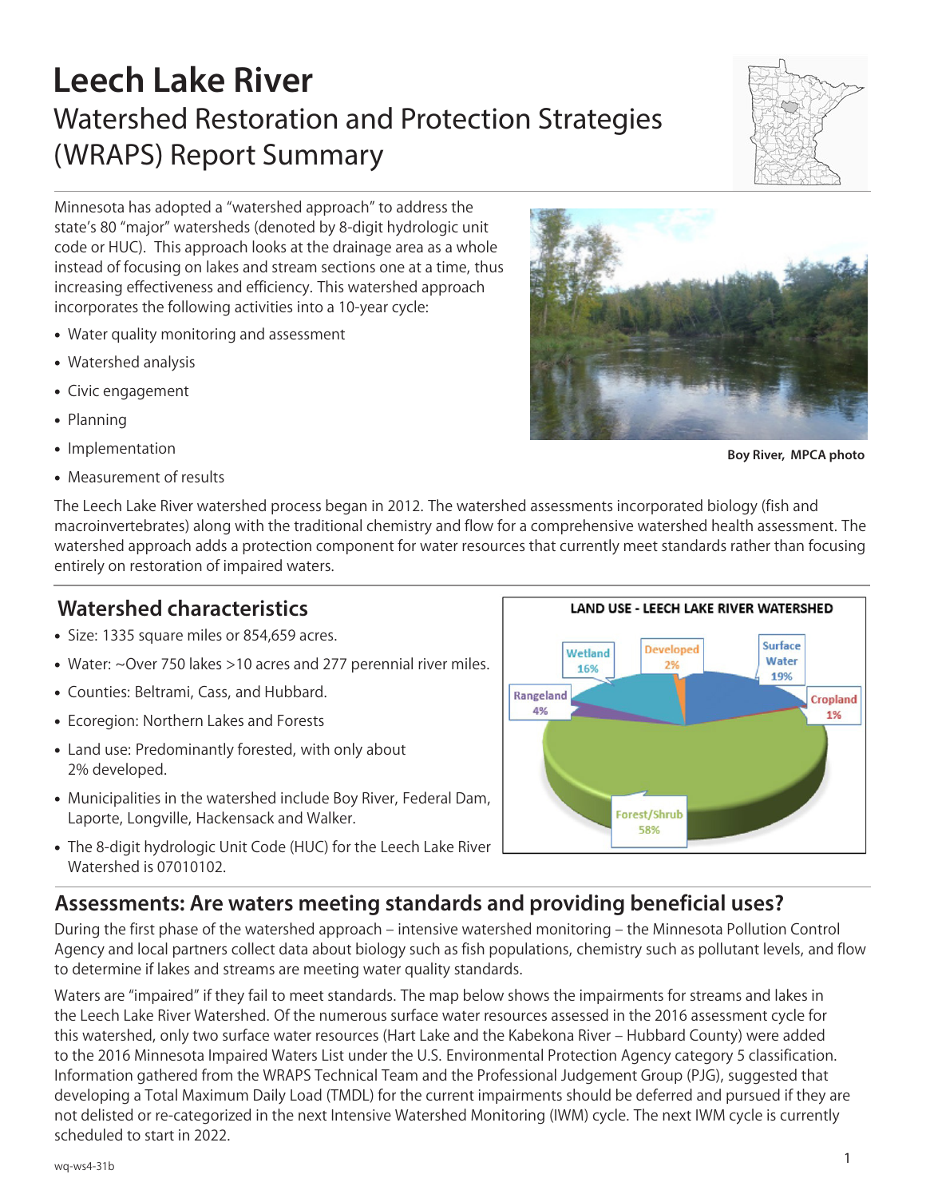# Leech Lake River

## Watershed Restoration and Protection Strategies (WRAPS) Report Summary

Minnesota has adopted a "watershed approach" to address the state's 80 "major" watersheds (denoted by 8-digit hydrologic unit code or HUC). This approach looks at the drainage area as a whole instead of focusing on lakes and stream sections one at a time, thus increasing effectiveness and efficiency. This watershed approach incorporates the following activities into a 10-year cycle:

- Water quality monitoring and assessment
- Watershed analysis
- Civic engagement
- Planning
- Implementation
- Measurement of results

Boy River, MPCA photo

The Leech Lake River watershed process began in 2012. The watershed assessments incorporated biology (fish and macroinvertebrates) along with the traditional chemistry and flow for a comprehensive watershed health assessment. The watershed approach adds a protection component for water resources that currently meet standards rather than focusing entirely on restoration of impaired waters.

## Watershed characteristics

- Size: 1335 square miles or 854,659 acres.
- Water: ~Over 750 lakes >10 acres and 277 perennial river miles.
- Counties: Beltrami, Cass, and Hubbard.
- Ecoregion: Northern Lakes and Forests
- Land use: Predominantly forested, with only about 2% developed.
- Municipalities in the watershed include Boy River, Federal Dam, Laporte, Longville, Hackensack and Walker.
- The 8-digit hydrologic Unit Code (HUC) for the Leech Lake River Watershed is 07010102.

**LAND USE - LEECH LAKE RIVER WATERSHED**

| Land use | Percent |
| --- | --- |
| Forest/Shrub | 58% |
| Surface Water | 19% |
| Wetland | 16% |
| Rangeland | 4% |
| Developed | 2% |
| Cropland | 1% |

## Assessments: Are waters meeting standards and providing beneficial uses?

During the first phase of the watershed approach – intensive watershed monitoring – the Minnesota Pollution Control Agency and local partners collect data about biology such as fish populations, chemistry such as pollutant levels, and flow to determine if lakes and streams are meeting water quality standards.

Waters are "impaired" if they fail to meet standards. The map below shows the impairments for streams and lakes in the Leech Lake River Watershed. Of the numerous surface water resources assessed in the 2016 assessment cycle for this watershed, only two surface water resources (Hart Lake and the Kabekona River – Hubbard County) were added to the 2016 Minnesota Impaired Waters List under the U.S. Environmental Protection Agency category 5 classification. Information gathered from the WRAPS Technical Team and the Professional Judgement Group (PJG), suggested that developing a Total Maximum Daily Load (TMDL) for the current impairments should be deferred and pursued if they are not delisted or re-categorized in the next Intensive Watershed Monitoring (IWM) cycle. The next IWM cycle is currently scheduled to start in 2022.

wq-ws4-31b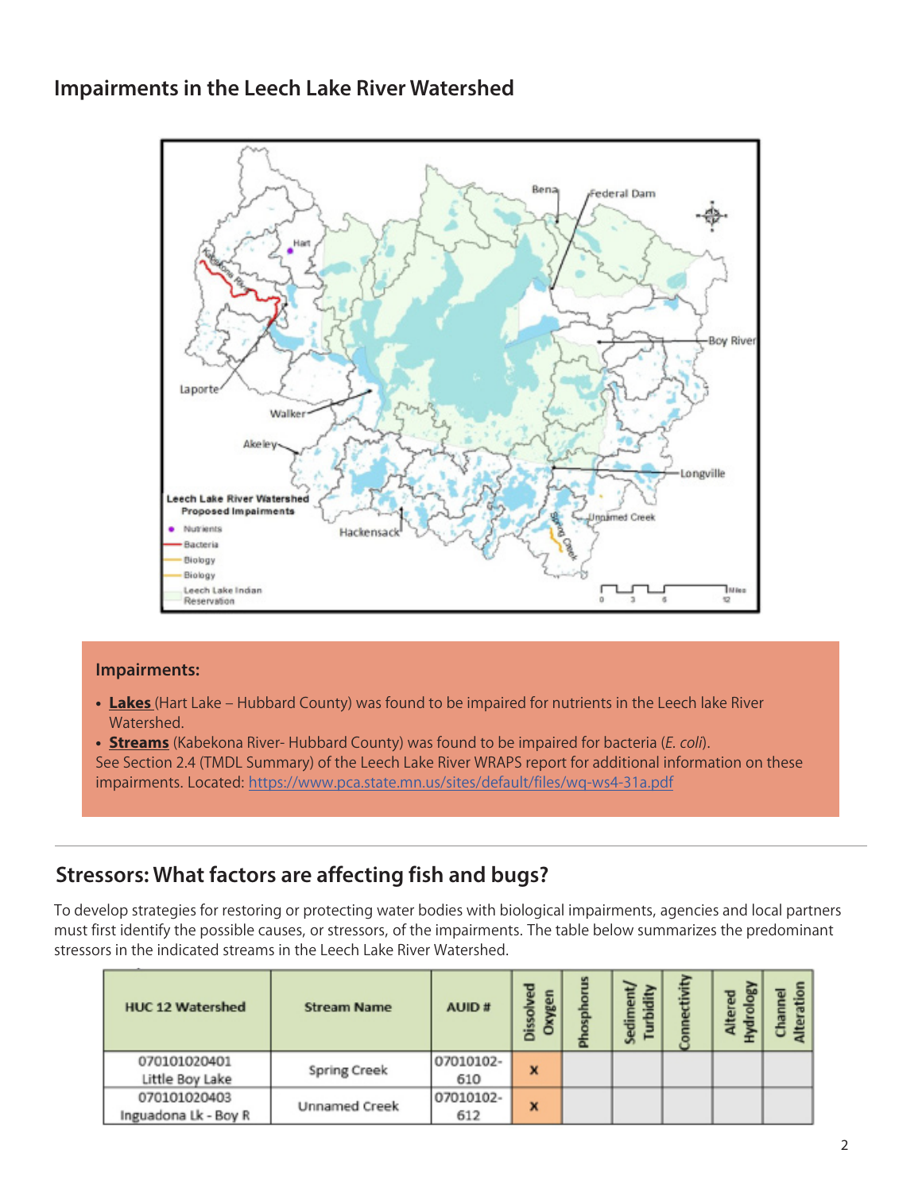## Impairments in the Leech Lake River Watershed

### Impairments:

- **Lakes** (Hart Lake – Hubbard County) was found to be impaired for nutrients in the Leech lake River Watershed.
- **Streams** (Kabekona River- Hubbard County) was found to be impaired for bacteria (*E. coli*).

See Section 2.4 (TMDL Summary) of the Leech Lake River WRAPS report for additional information on these impairments. Located: https://www.pca.state.mn.us/sites/default/files/wq-ws4-31a.pdf

## Stressors: What factors are affecting fish and bugs?

To develop strategies for restoring or protecting water bodies with biological impairments, agencies and local partners must first identify the possible causes, or stressors, of the impairments. The table below summarizes the predominant stressors in the indicated streams in the Leech Lake River Watershed.

| HUC 12 Watershed | Stream Name | AUID # | Dissolved Oxygen | Phosphorus | Sediment/ Turbidity | Connectivity | Altered Hydrology | Channel Alteration |
|---|---|---|---|---|---|---|---|---|
| 070101020401 Little Boy Lake | Spring Creek | 07010102-610 | x | | | | | |
| 070101020403 Inguadona Lk - Boy R | Unnamed Creek | 07010102-612 | x | | | | | |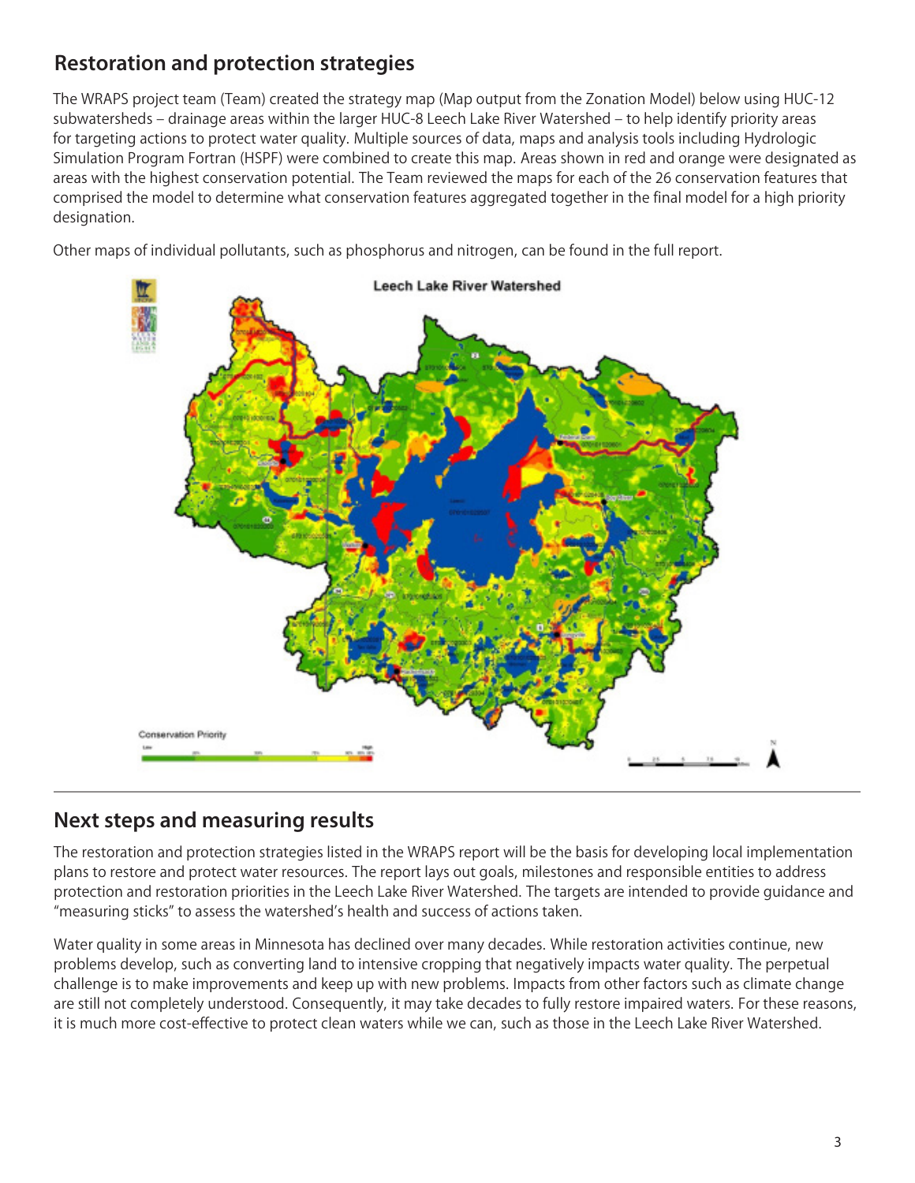## Restoration and protection strategies

The WRAPS project team (Team) created the strategy map (Map output from the Zonation Model) below using HUC-12 subwatersheds – drainage areas within the larger HUC-8 Leech Lake River Watershed – to help identify priority areas for targeting actions to protect water quality. Multiple sources of data, maps and analysis tools including Hydrologic Simulation Program Fortran (HSPF) were combined to create this map. Areas shown in red and orange were designated as areas with the highest conservation potential. The Team reviewed the maps for each of the 26 conservation features that comprised the model to determine what conservation features aggregated together in the final model for a high priority designation.

Other maps of individual pollutants, such as phosphorus and nitrogen, can be found in the full report.

## Next steps and measuring results

The restoration and protection strategies listed in the WRAPS report will be the basis for developing local implementation plans to restore and protect water resources. The report lays out goals, milestones and responsible entities to address protection and restoration priorities in the Leech Lake River Watershed. The targets are intended to provide guidance and "measuring sticks" to assess the watershed's health and success of actions taken.

Water quality in some areas in Minnesota has declined over many decades. While restoration activities continue, new problems develop, such as converting land to intensive cropping that negatively impacts water quality. The perpetual challenge is to make improvements and keep up with new problems. Impacts from other factors such as climate change are still not completely understood. Consequently, it may take decades to fully restore impaired waters. For these reasons, it is much more cost-effective to protect clean waters while we can, such as those in the Leech Lake River Watershed.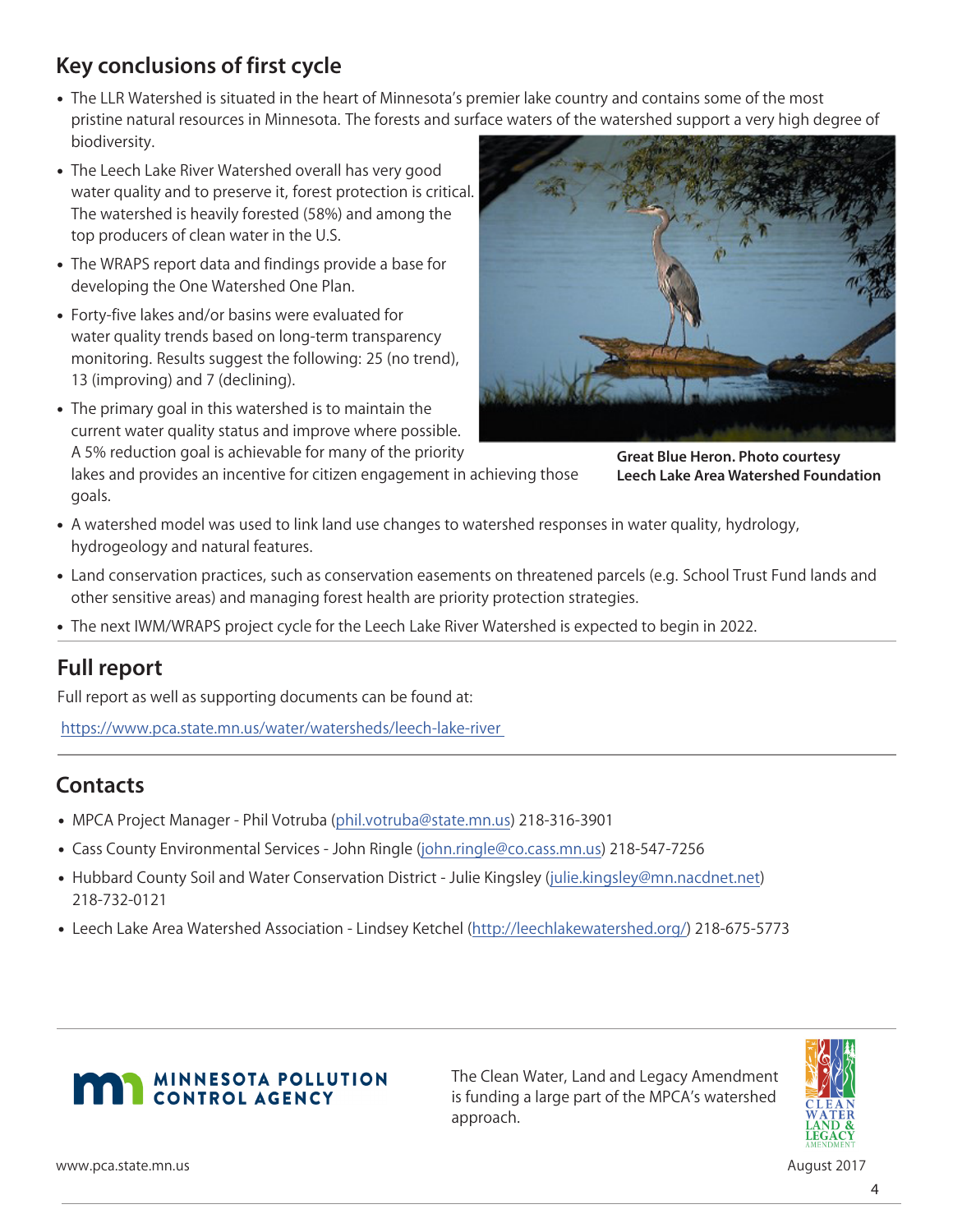## Key conclusions of first cycle

- The LLR Watershed is situated in the heart of Minnesota's premier lake country and contains some of the most pristine natural resources in Minnesota. The forests and surface waters of the watershed support a very high degree of biodiversity.
- The Leech Lake River Watershed overall has very good water quality and to preserve it, forest protection is critical. The watershed is heavily forested (58%) and among the top producers of clean water in the U.S.
- The WRAPS report data and findings provide a base for developing the One Watershed One Plan.
- Forty-five lakes and/or basins were evaluated for water quality trends based on long-term transparency monitoring. Results suggest the following: 25 (no trend), 13 (improving) and 7 (declining).
- The primary goal in this watershed is to maintain the current water quality status and improve where possible. A 5% reduction goal is achievable for many of the priority lakes and provides an incentive for citizen engagement in achieving those goals.
- A watershed model was used to link land use changes to watershed responses in water quality, hydrology, hydrogeology and natural features.
- Land conservation practices, such as conservation easements on threatened parcels (e.g. School Trust Fund lands and other sensitive areas) and managing forest health are priority protection strategies.
- The next IWM/WRAPS project cycle for the Leech Lake River Watershed is expected to begin in 2022.

**Great Blue Heron. Photo courtesy Leech Lake Area Watershed Foundation**

## Full report

Full report as well as supporting documents can be found at:

https://www.pca.state.mn.us/water/watersheds/leech-lake-river

## Contacts

- MPCA Project Manager - Phil Votruba (phil.votruba@state.mn.us) 218-316-3901
- Cass County Environmental Services - John Ringle (john.ringle@co.cass.mn.us) 218-547-7256
- Hubbard County Soil and Water Conservation District - Julie Kingsley (julie.kingsley@mn.nacdnet.net) 218-732-0121
- Leech Lake Area Watershed Association - Lindsey Ketchel (http://leechlakewatershed.org/) 218-675-5773

MINNESOTA POLLUTION CONTROL AGENCY

The Clean Water, Land and Legacy Amendment is funding a large part of the MPCA's watershed approach.

CLEAN WATER LAND & LEGACY AMENDMENT

www.pca.state.mn.us

August 2017